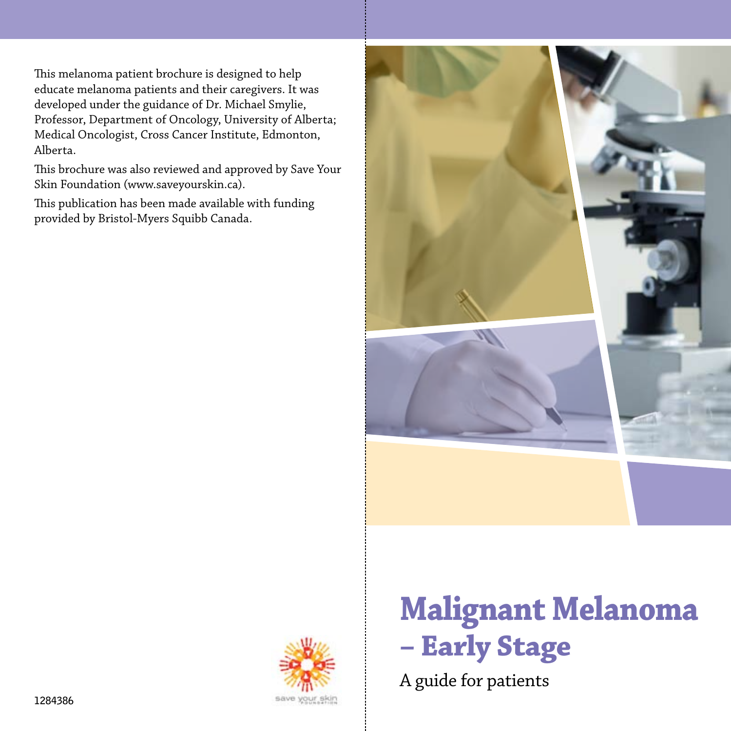This melanoma patient brochure is designed to help educate melanoma patients and their caregivers. It was developed under the guidance of Dr. Michael Smylie, Professor, Department of Oncology, University of Alberta; Medical Oncologist, Cross Cancer Institute, Edmonton, Alberta.

This brochure was also reviewed and approved by Save Your Skin Foundation (www.saveyourskin.ca).

This publication has been made available with funding provided by Bristol-Myers Squibb Canada.

1284386

# Malignant Melanoma – Early Stage

A guide for patients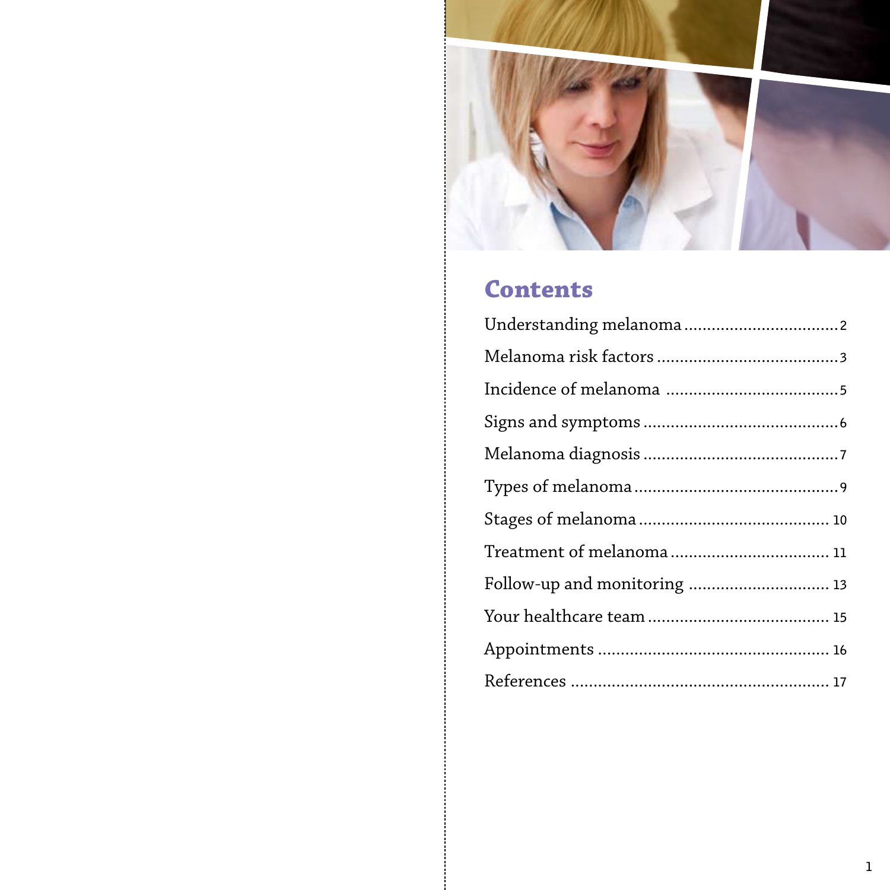## Contents

- Understanding melanoma ........ 2
- Melanoma risk factors ........ 3
- Incidence of melanoma ........ 5
- Signs and symptoms ........ 6
- Melanoma diagnosis ........ 7
- Types of melanoma ........ 9
- Stages of melanoma ........ 10
- Treatment of melanoma ........ 11
- Follow-up and monitoring ........ 13
- Your healthcare team ........ 15
- Appointments ........ 16
- References ........ 17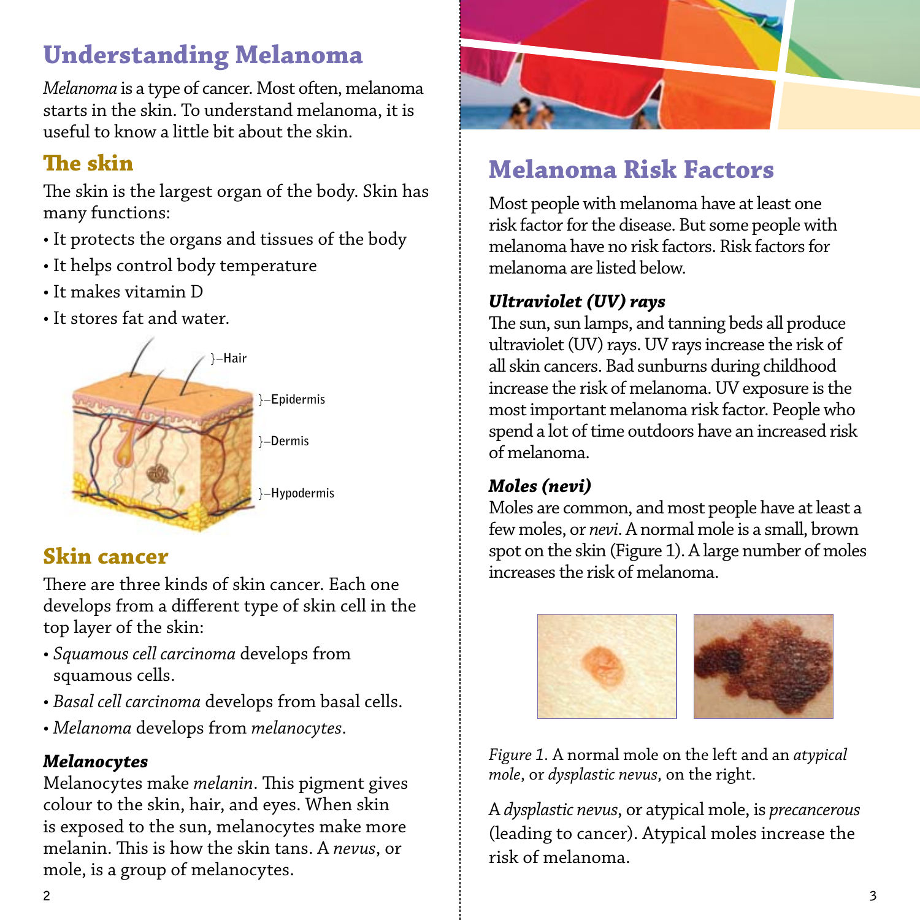# Understanding Melanoma

*Melanoma* is a type of cancer. Most often, melanoma starts in the skin. To understand melanoma, it is useful to know a little bit about the skin.

## The skin

The skin is the largest organ of the body. Skin has many functions:

- It protects the organs and tissues of the body
- It helps control body temperature
- It makes vitamin D
- It stores fat and water.

## Skin cancer

There are three kinds of skin cancer. Each one develops from a different type of skin cell in the top layer of the skin:

- *Squamous cell carcinoma* develops from squamous cells.
- *Basal cell carcinoma* develops from basal cells.
- *Melanoma* develops from *melanocytes*.

### *Melanocytes*

Melanocytes make *melanin*. This pigment gives colour to the skin, hair, and eyes. When skin is exposed to the sun, melanocytes make more melanin. This is how the skin tans. A *nevus*, or mole, is a group of melanocytes.

# Melanoma Risk Factors

Most people with melanoma have at least one risk factor for the disease. But some people with melanoma have no risk factors. Risk factors for melanoma are listed below.

### *Ultraviolet (UV) rays*

The sun, sun lamps, and tanning beds all produce ultraviolet (UV) rays. UV rays increase the risk of all skin cancers. Bad sunburns during childhood increase the risk of melanoma. UV exposure is the most important melanoma risk factor. People who spend a lot of time outdoors have an increased risk of melanoma.

### *Moles (nevi)*

Moles are common, and most people have at least a few moles, or *nevi*. A normal mole is a small, brown spot on the skin (Figure 1). A large number of moles increases the risk of melanoma.

*Figure 1.* A normal mole on the left and an *atypical mole*, or *dysplastic nevus*, on the right.

A *dysplastic nevus*, or atypical mole, is *precancerous* (leading to cancer). Atypical moles increase the risk of melanoma.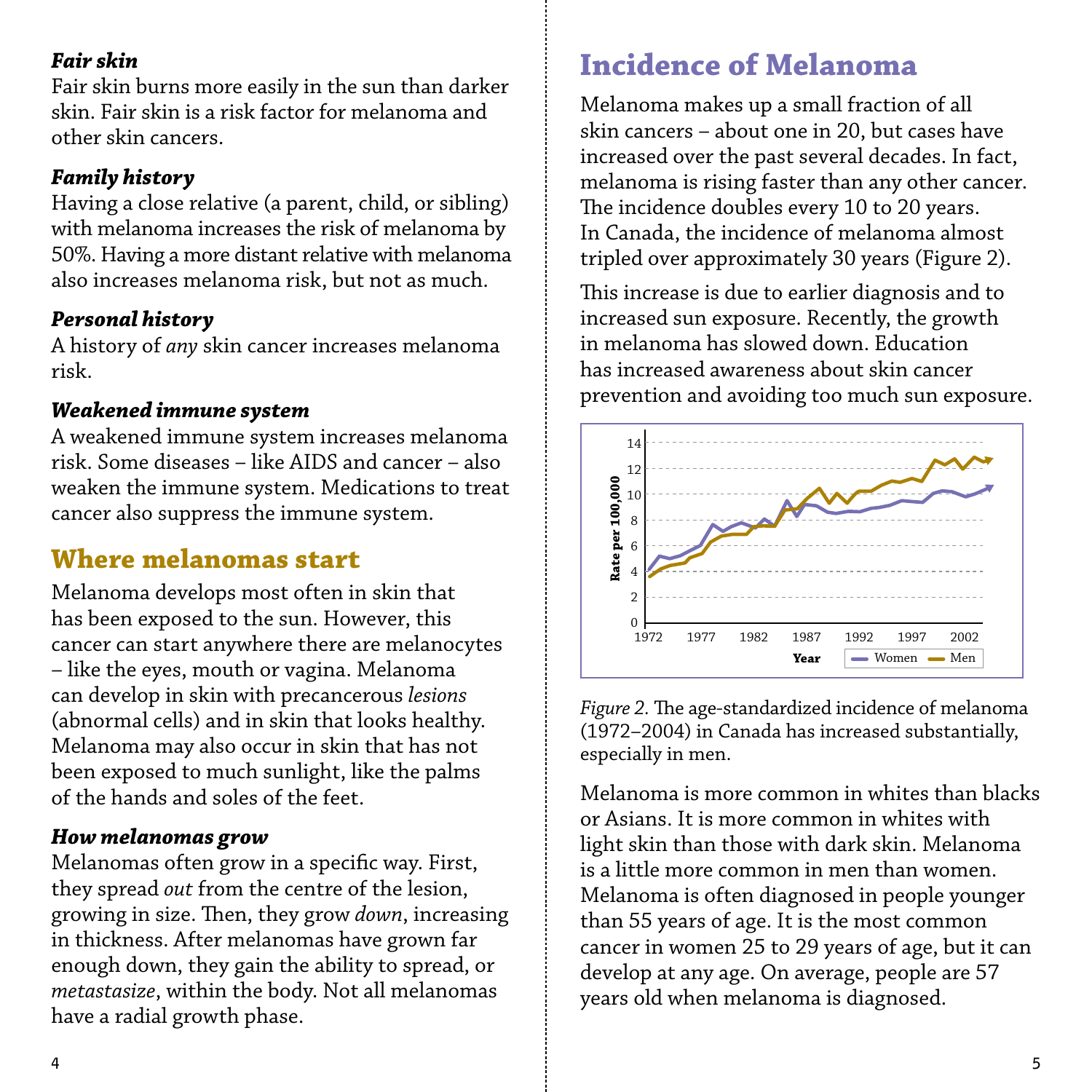***Fair skin***

Fair skin burns more easily in the sun than darker skin. Fair skin is a risk factor for melanoma and other skin cancers.

***Family history***

Having a close relative (a parent, child, or sibling) with melanoma increases the risk of melanoma by 50%. Having a more distant relative with melanoma also increases melanoma risk, but not as much.

***Personal history***

A history of *any* skin cancer increases melanoma risk.

***Weakened immune system***

A weakened immune system increases melanoma risk. Some diseases – like AIDS and cancer – also weaken the immune system. Medications to treat cancer also suppress the immune system.

## Where melanomas start

Melanoma develops most often in skin that has been exposed to the sun. However, this cancer can start anywhere there are melanocytes – like the eyes, mouth or vagina. Melanoma can develop in skin with precancerous *lesions* (abnormal cells) and in skin that looks healthy. Melanoma may also occur in skin that has not been exposed to much sunlight, like the palms of the hands and soles of the feet.

***How melanomas grow***

Melanomas often grow in a specific way. First, they spread *out* from the centre of the lesion, growing in size. Then, they grow *down*, increasing in thickness. After melanomas have grown far enough down, they gain the ability to spread, or *metastasize*, within the body. Not all melanomas have a radial growth phase.

## Incidence of Melanoma

Melanoma makes up a small fraction of all skin cancers – about one in 20, but cases have increased over the past several decades. In fact, melanoma is rising faster than any other cancer. The incidence doubles every 10 to 20 years. In Canada, the incidence of melanoma almost tripled over approximately 30 years (Figure 2).

This increase is due to earlier diagnosis and to increased sun exposure. Recently, the growth in melanoma has slowed down. Education has increased awareness about skin cancer prevention and avoiding too much sun exposure.

*Figure 2.* The age-standardized incidence of melanoma (1972–2004) in Canada has increased substantially, especially in men.

Melanoma is more common in whites than blacks or Asians. It is more common in whites with light skin than those with dark skin. Melanoma is a little more common in men than women. Melanoma is often diagnosed in people younger than 55 years of age. It is the most common cancer in women 25 to 29 years of age, but it can develop at any age. On average, people are 57 years old when melanoma is diagnosed.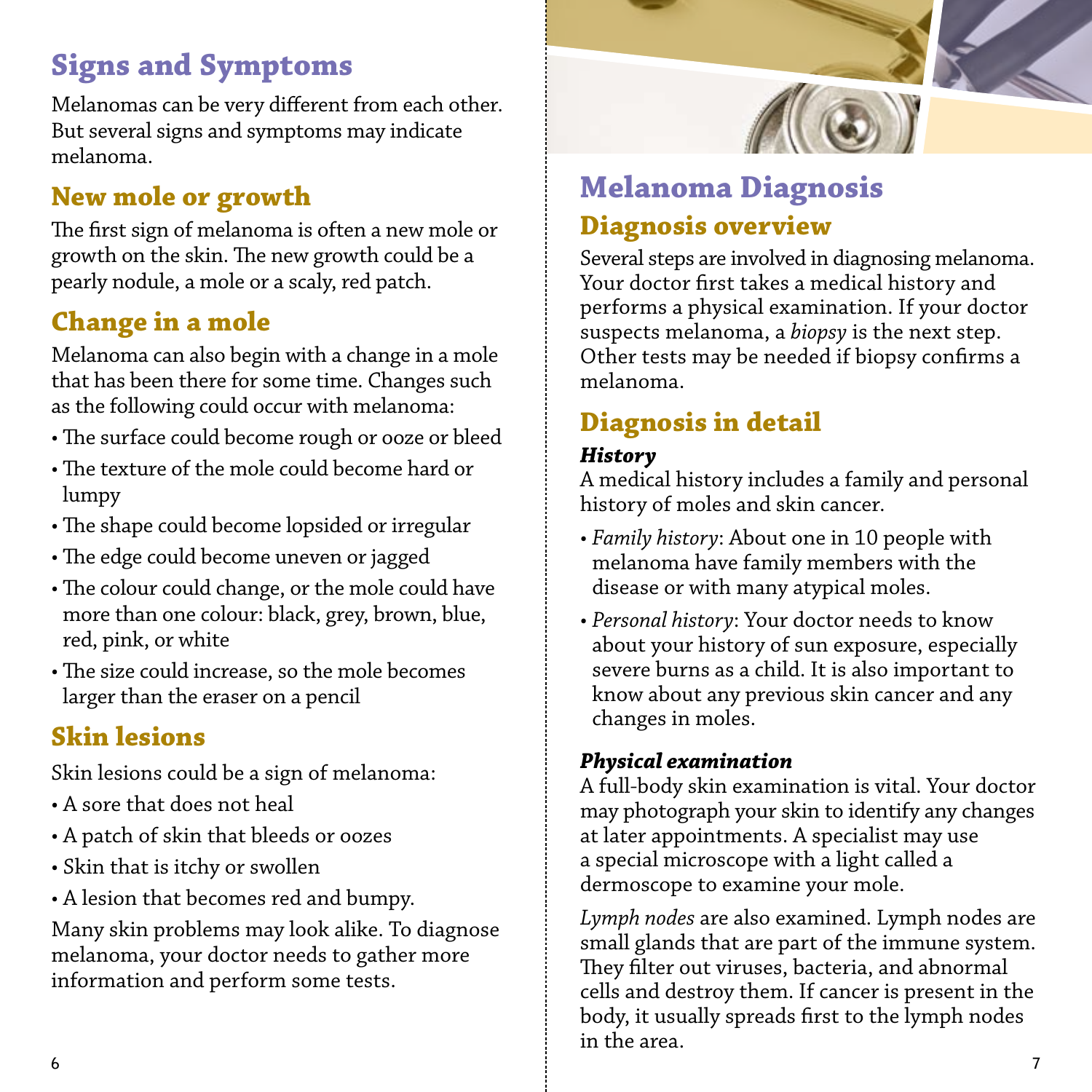## Signs and Symptoms

Melanomas can be very different from each other. But several signs and symptoms may indicate melanoma.

### New mole or growth

The first sign of melanoma is often a new mole or growth on the skin. The new growth could be a pearly nodule, a mole or a scaly, red patch.

### Change in a mole

Melanoma can also begin with a change in a mole that has been there for some time. Changes such as the following could occur with melanoma:

- The surface could become rough or ooze or bleed
- The texture of the mole could become hard or lumpy
- The shape could become lopsided or irregular
- The edge could become uneven or jagged
- The colour could change, or the mole could have more than one colour: black, grey, brown, blue, red, pink, or white
- The size could increase, so the mole becomes larger than the eraser on a pencil

### Skin lesions

Skin lesions could be a sign of melanoma:

- A sore that does not heal
- A patch of skin that bleeds or oozes
- Skin that is itchy or swollen
- A lesion that becomes red and bumpy.

Many skin problems may look alike. To diagnose melanoma, your doctor needs to gather more information and perform some tests.

## Melanoma Diagnosis

### Diagnosis overview

Several steps are involved in diagnosing melanoma. Your doctor first takes a medical history and performs a physical examination. If your doctor suspects melanoma, a *biopsy* is the next step. Other tests may be needed if biopsy confirms a melanoma.

### Diagnosis in detail

#### *History*

A medical history includes a family and personal history of moles and skin cancer.

- *Family history*: About one in 10 people with melanoma have family members with the disease or with many atypical moles.
- *Personal history*: Your doctor needs to know about your history of sun exposure, especially severe burns as a child. It is also important to know about any previous skin cancer and any changes in moles.

#### *Physical examination*

A full-body skin examination is vital. Your doctor may photograph your skin to identify any changes at later appointments. A specialist may use a special microscope with a light called a dermoscope to examine your mole.

*Lymph nodes* are also examined. Lymph nodes are small glands that are part of the immune system. They filter out viruses, bacteria, and abnormal cells and destroy them. If cancer is present in the body, it usually spreads first to the lymph nodes in the area.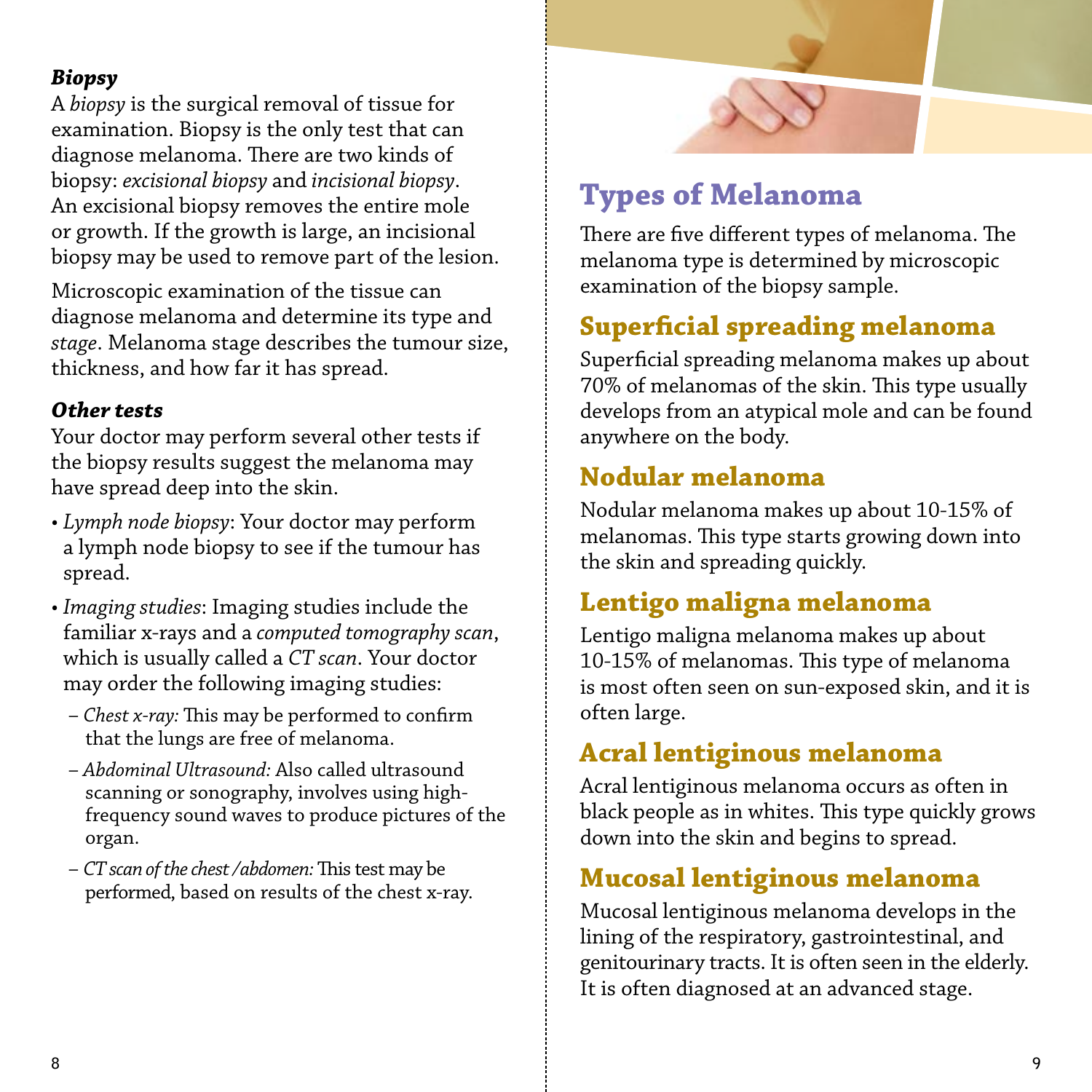### *Biopsy*

A *biopsy* is the surgical removal of tissue for examination. Biopsy is the only test that can diagnose melanoma. There are two kinds of biopsy: *excisional biopsy* and *incisional biopsy*. An excisional biopsy removes the entire mole or growth. If the growth is large, an incisional biopsy may be used to remove part of the lesion.

Microscopic examination of the tissue can diagnose melanoma and determine its type and *stage*. Melanoma stage describes the tumour size, thickness, and how far it has spread.

### *Other tests*

Your doctor may perform several other tests if the biopsy results suggest the melanoma may have spread deep into the skin.

- *Lymph node biopsy*: Your doctor may perform a lymph node biopsy to see if the tumour has spread.
- *Imaging studies*: Imaging studies include the familiar x-rays and a *computed tomography scan*, which is usually called a *CT scan*. Your doctor may order the following imaging studies:
  - *Chest x-ray:* This may be performed to confirm that the lungs are free of melanoma.
  - *Abdominal Ultrasound:* Also called ultrasound scanning or sonography, involves using high-frequency sound waves to produce pictures of the organ.
  - *CT scan of the chest /abdomen:* This test may be performed, based on results of the chest x-ray.

# Types of Melanoma

There are five different types of melanoma. The melanoma type is determined by microscopic examination of the biopsy sample.

## Superficial spreading melanoma

Superficial spreading melanoma makes up about 70% of melanomas of the skin. This type usually develops from an atypical mole and can be found anywhere on the body.

## Nodular melanoma

Nodular melanoma makes up about 10-15% of melanomas. This type starts growing down into the skin and spreading quickly.

## Lentigo maligna melanoma

Lentigo maligna melanoma makes up about 10-15% of melanomas. This type of melanoma is most often seen on sun-exposed skin, and it is often large.

## Acral lentiginous melanoma

Acral lentiginous melanoma occurs as often in black people as in whites. This type quickly grows down into the skin and begins to spread.

## Mucosal lentiginous melanoma

Mucosal lentiginous melanoma develops in the lining of the respiratory, gastrointestinal, and genitourinary tracts. It is often seen in the elderly. It is often diagnosed at an advanced stage.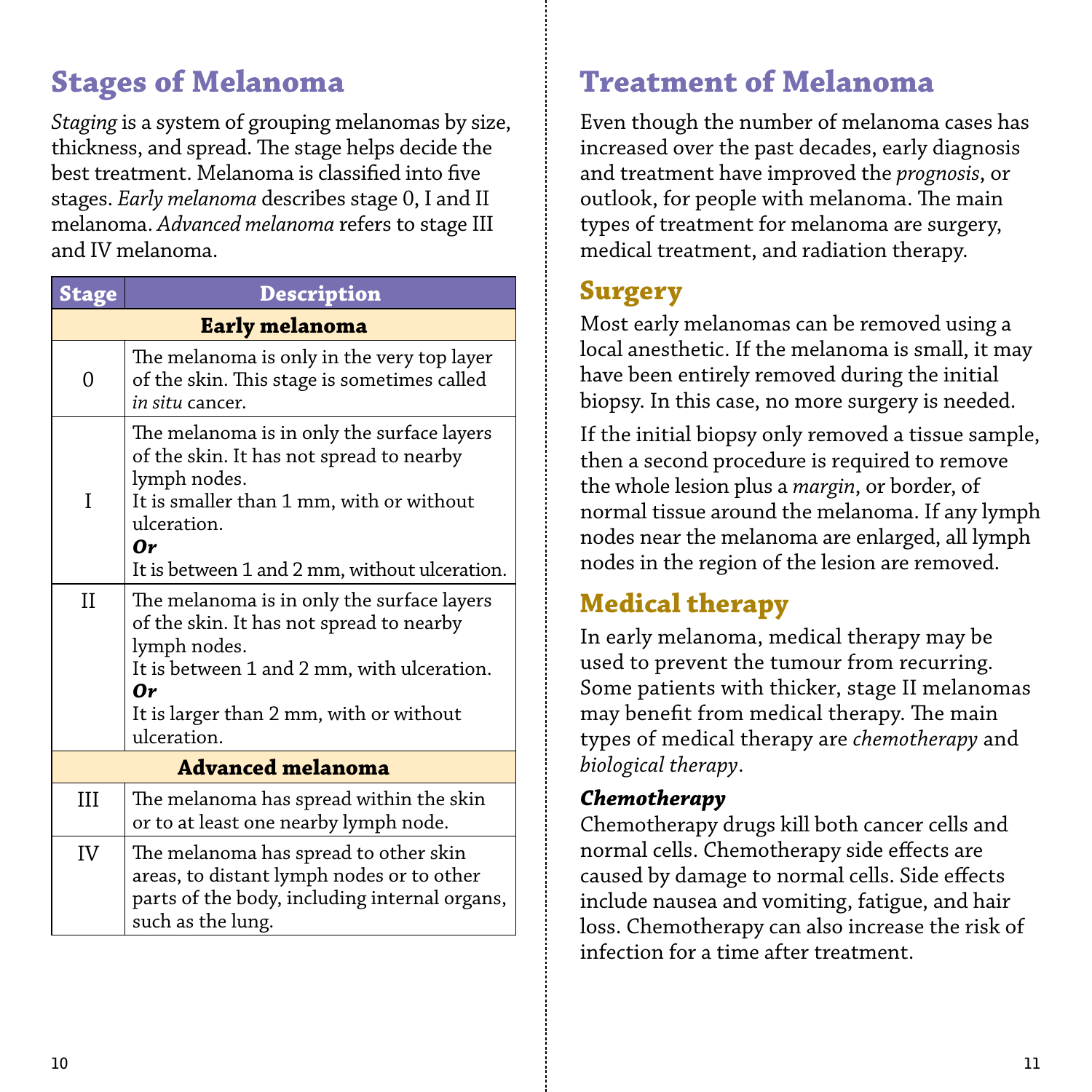# Stages of Melanoma

*Staging* is a system of grouping melanomas by size, thickness, and spread. The stage helps decide the best treatment. Melanoma is classified into five stages. *Early melanoma* describes stage 0, I and II melanoma. *Advanced melanoma* refers to stage III and IV melanoma.

| Stage | Description |
|---|---|
| **Early melanoma** | |
| 0 | The melanoma is only in the very top layer of the skin. This stage is sometimes called *in situ* cancer. |
| I | The melanoma is in only the surface layers of the skin. It has not spread to nearby lymph nodes.<br>It is smaller than 1 mm, with or without ulceration.<br>***Or***<br>It is between 1 and 2 mm, without ulceration. |
| II | The melanoma is in only the surface layers of the skin. It has not spread to nearby lymph nodes.<br>It is between 1 and 2 mm, with ulceration.<br>***Or***<br>It is larger than 2 mm, with or without ulceration. |
| **Advanced melanoma** | |
| III | The melanoma has spread within the skin or to at least one nearby lymph node. |
| IV | The melanoma has spread to other skin areas, to distant lymph nodes or to other parts of the body, including internal organs, such as the lung. |

# Treatment of Melanoma

Even though the number of melanoma cases has increased over the past decades, early diagnosis and treatment have improved the *prognosis*, or outlook, for people with melanoma. The main types of treatment for melanoma are surgery, medical treatment, and radiation therapy.

## Surgery

Most early melanomas can be removed using a local anesthetic. If the melanoma is small, it may have been entirely removed during the initial biopsy. In this case, no more surgery is needed.

If the initial biopsy only removed a tissue sample, then a second procedure is required to remove the whole lesion plus a *margin*, or border, of normal tissue around the melanoma. If any lymph nodes near the melanoma are enlarged, all lymph nodes in the region of the lesion are removed.

## Medical therapy

In early melanoma, medical therapy may be used to prevent the tumour from recurring. Some patients with thicker, stage II melanomas may benefit from medical therapy. The main types of medical therapy are *chemotherapy* and *biological therapy*.

### *Chemotherapy*

Chemotherapy drugs kill both cancer cells and normal cells. Chemotherapy side effects are caused by damage to normal cells. Side effects include nausea and vomiting, fatigue, and hair loss. Chemotherapy can also increase the risk of infection for a time after treatment.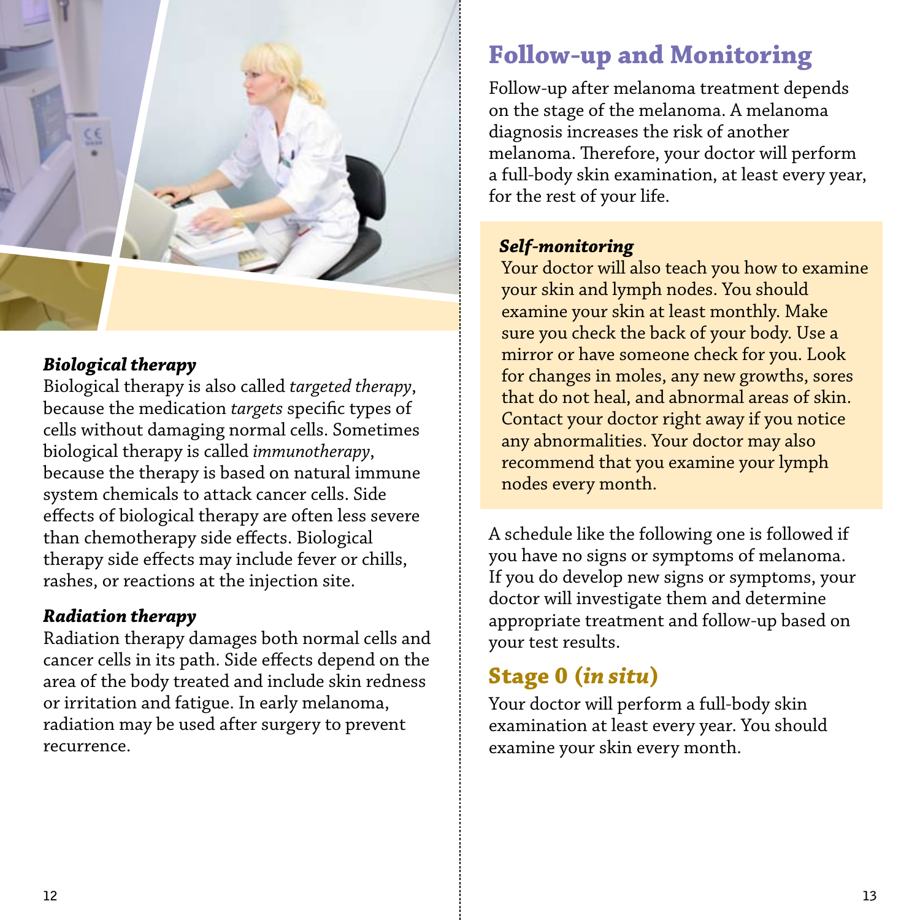### *Biological therapy*

Biological therapy is also called *targeted therapy*, because the medication *targets* specific types of cells without damaging normal cells. Sometimes biological therapy is called *immunotherapy*, because the therapy is based on natural immune system chemicals to attack cancer cells. Side effects of biological therapy are often less severe than chemotherapy side effects. Biological therapy side effects may include fever or chills, rashes, or reactions at the injection site.

### *Radiation therapy*

Radiation therapy damages both normal cells and cancer cells in its path. Side effects depend on the area of the body treated and include skin redness or irritation and fatigue. In early melanoma, radiation may be used after surgery to prevent recurrence.

## Follow-up and Monitoring

Follow-up after melanoma treatment depends on the stage of the melanoma. A melanoma diagnosis increases the risk of another melanoma. Therefore, your doctor will perform a full-body skin examination, at least every year, for the rest of your life.

### *Self-monitoring*

Your doctor will also teach you how to examine your skin and lymph nodes. You should examine your skin at least monthly. Make sure you check the back of your body. Use a mirror or have someone check for you. Look for changes in moles, any new growths, sores that do not heal, and abnormal areas of skin. Contact your doctor right away if you notice any abnormalities. Your doctor may also recommend that you examine your lymph nodes every month.

A schedule like the following one is followed if you have no signs or symptoms of melanoma. If you do develop new signs or symptoms, your doctor will investigate them and determine appropriate treatment and follow-up based on your test results.

## Stage 0 (*in situ*)

Your doctor will perform a full-body skin examination at least every year. You should examine your skin every month.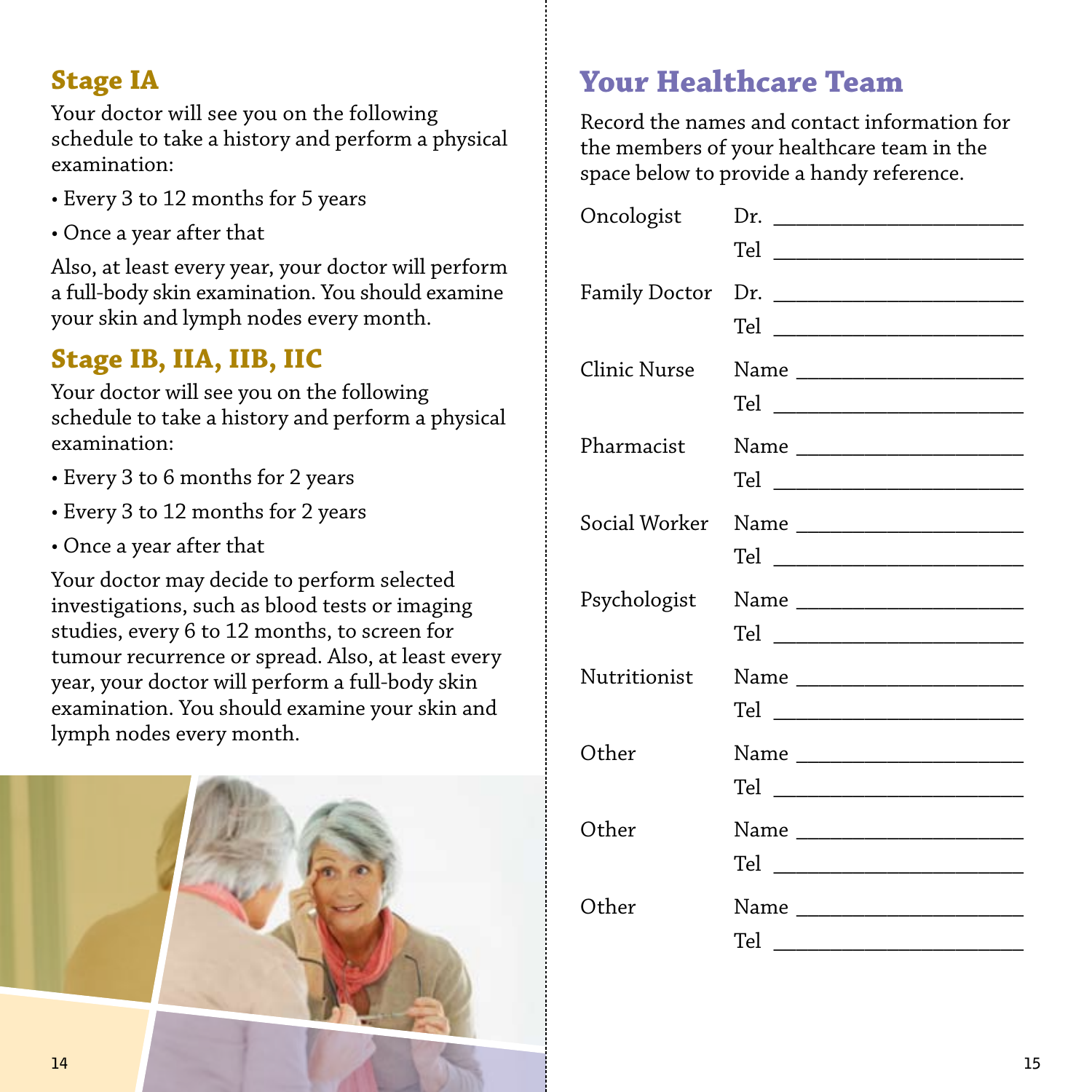## Stage IA

Your doctor will see you on the following schedule to take a history and perform a physical examination:

- Every 3 to 12 months for 5 years
- Once a year after that

Also, at least every year, your doctor will perform a full-body skin examination. You should examine your skin and lymph nodes every month.

## Stage IB, IIA, IIB, IIC

Your doctor will see you on the following schedule to take a history and perform a physical examination:

- Every 3 to 6 months for 2 years
- Every 3 to 12 months for 2 years
- Once a year after that

Your doctor may decide to perform selected investigations, such as blood tests or imaging studies, every 6 to 12 months, to screen for tumour recurrence or spread. Also, at least every year, your doctor will perform a full-body skin examination. You should examine your skin and lymph nodes every month.

# Your Healthcare Team

Record the names and contact information for the members of your healthcare team in the space below to provide a handy reference.

| | |
|---|---|
| Oncologist | Dr. ______________________ |
| | Tel ______________________ |
| Family Doctor | Dr. ______________________ |
| | Tel ______________________ |
| Clinic Nurse | Name ______________________ |
| | Tel ______________________ |
| Pharmacist | Name ______________________ |
| | Tel ______________________ |
| Social Worker | Name ______________________ |
| | Tel ______________________ |
| Psychologist | Name ______________________ |
| | Tel ______________________ |
| Nutritionist | Name ______________________ |
| | Tel ______________________ |
| Other | Name ______________________ |
| | Tel ______________________ |
| Other | Name ______________________ |
| | Tel ______________________ |
| Other | Name ______________________ |
| | Tel ______________________ |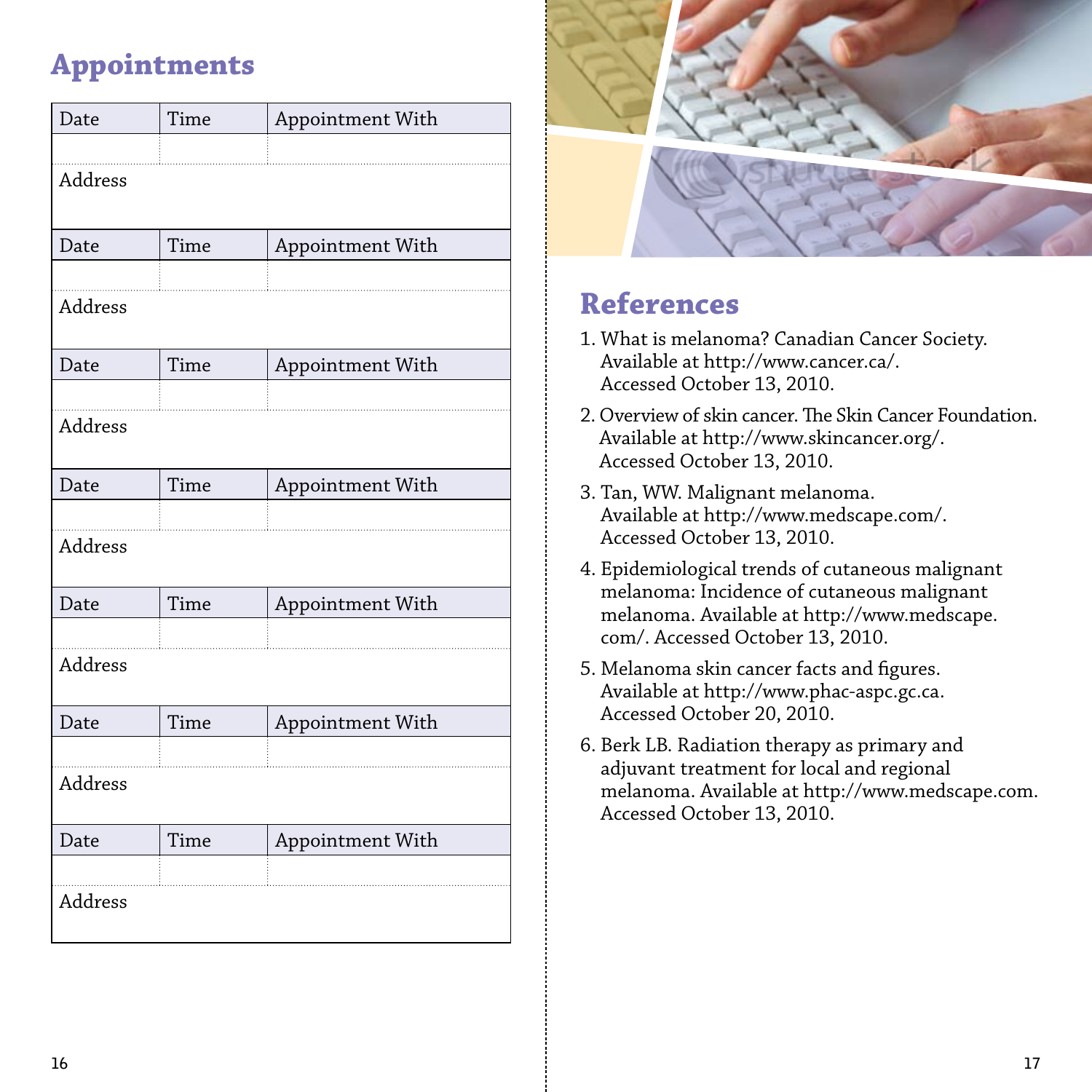## Appointments

| Date | Time | Appointment With |
|---|---|---|
| | | |
| Address | | |
| Date | Time | Appointment With |
| | | |
| Address | | |
| Date | Time | Appointment With |
| | | |
| Address | | |
| Date | Time | Appointment With |
| | | |
| Address | | |
| Date | Time | Appointment With |
| | | |
| Address | | |
| Date | Time | Appointment With |
| | | |
| Address | | |
| Date | Time | Appointment With |
| | | |
| Address | | |

## References

1. What is melanoma? Canadian Cancer Society. Available at http://www.cancer.ca/. Accessed October 13, 2010.
2. Overview of skin cancer. The Skin Cancer Foundation. Available at http://www.skincancer.org/. Accessed October 13, 2010.
3. Tan, WW. Malignant melanoma. Available at http://www.medscape.com/. Accessed October 13, 2010.
4. Epidemiological trends of cutaneous malignant melanoma: Incidence of cutaneous malignant melanoma. Available at http://www.medscape.com/. Accessed October 13, 2010.
5. Melanoma skin cancer facts and figures. Available at http://www.phac-aspc.gc.ca. Accessed October 20, 2010.
6. Berk LB. Radiation therapy as primary and adjuvant treatment for local and regional melanoma. Available at http://www.medscape.com. Accessed October 13, 2010.